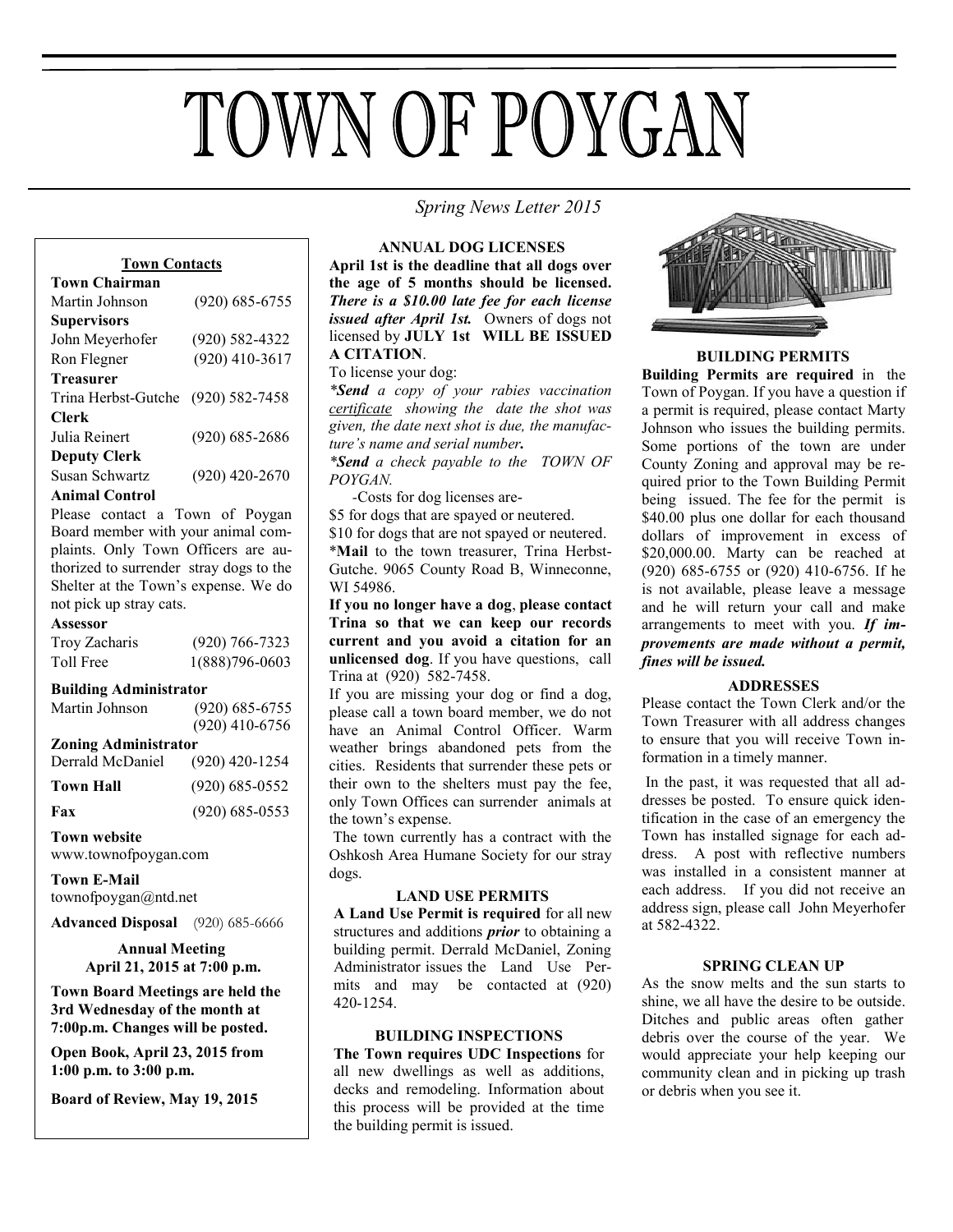# TOWN OF POYGAN

*Spring News Letter 2015*

**Town Contacts**

**Town Chairman**
Martin Johnson (920) 685-6755

**Supervisors**
John Meyerhofer (920) 582-4322
Ron Flegner (920) 410-3617

**Treasurer**
Trina Herbst-Gutche (920) 582-7458

**Clerk**
Julia Reinert (920) 685-2686

**Deputy Clerk**
Susan Schwartz (920) 420-2670

**Animal Control**
Please contact a Town of Poygan Board member with your animal complaints. Only Town Officers are authorized to surrender stray dogs to the Shelter at the Town's expense. We do not pick up stray cats.

**Assessor**
Troy Zacharis (920) 766-7323
Toll Free 1(888)796-0603

**Building Administrator**
Martin Johnson (920) 685-6755
(920) 410-6756

**Zoning Administrator**
Derrald McDaniel (920) 420-1254

**Town Hall** (920) 685-0552

**Fax** (920) 685-0553

**Town website**
www.townofpoygan.com

**Town E-Mail**
townofpoygan@ntd.net

**Advanced Disposal** (920) 685-6666

**Annual Meeting**
**April 21, 2015 at 7:00 p.m.**

**Town Board Meetings are held the 3rd Wednesday of the month at 7:00p.m. Changes will be posted.**

**Open Book, April 23, 2015 from 1:00 p.m. to 3:00 p.m.**

**Board of Review, May 19, 2015**

### ANNUAL DOG LICENSES

**April 1st is the deadline that all dogs over the age of 5 months should be licensed.** ***There is a $10.00 late fee for each license issued after April 1st.*** Owners of dogs not licensed by **JULY 1st WILL BE ISSUED A CITATION**.

To license your dog:

***Send** a copy of your rabies vaccination certificate showing the date the shot was given, the date next shot is due, the manufacture's name and serial number.*

***Send** a check payable to the TOWN OF POYGAN.*

-Costs for dog licenses are-

$5 for dogs that are spayed or neutered.

$10 for dogs that are not spayed or neutered.

***Mail** to the town treasurer, Trina Herbst-Gutche. 9065 County Road B, Winneconne, WI 54986.

**If you no longer have a dog, please contact Trina so that we can keep our records current and you avoid a citation for an unlicensed dog**. If you have questions, call Trina at (920) 582-7458.

If you are missing your dog or find a dog, please call a town board member, we do not have an Animal Control Officer. Warm weather brings abandoned pets from the cities. Residents that surrender these pets or their own to the shelters must pay the fee, only Town Offices can surrender animals at the town's expense.

The town currently has a contract with the Oshkosh Area Humane Society for our stray dogs.

### LAND USE PERMITS

**A Land Use Permit is required** for all new structures and additions ***prior*** to obtaining a building permit. Derrald McDaniel, Zoning Administrator issues the Land Use Permits and may be contacted at (920) 420-1254.

### BUILDING INSPECTIONS

**The Town requires UDC Inspections** for all new dwellings as well as additions, decks and remodeling. Information about this process will be provided at the time the building permit is issued.

### BUILDING PERMITS

**Building Permits are required** in the Town of Poygan. If you have a question if a permit is required, please contact Marty Johnson who issues the building permits. Some portions of the town are under County Zoning and approval may be required prior to the Town Building Permit being issued. The fee for the permit is $40.00 plus one dollar for each thousand dollars of improvement in excess of $20,000.00. Marty can be reached at (920) 685-6755 or (920) 410-6756. If he is not available, please leave a message and he will return your call and make arrangements to meet with you. ***If improvements are made without a permit, fines will be issued.***

### ADDRESSES

Please contact the Town Clerk and/or the Town Treasurer with all address changes to ensure that you will receive Town information in a timely manner.

In the past, it was requested that all addresses be posted. To ensure quick identification in the case of an emergency the Town has installed signage for each address. A post with reflective numbers was installed in a consistent manner at each address. If you did not receive an address sign, please call John Meyerhofer at 582-4322.

### SPRING CLEAN UP

As the snow melts and the sun starts to shine, we all have the desire to be outside. Ditches and public areas often gather debris over the course of the year. We would appreciate your help keeping our community clean and in picking up trash or debris when you see it.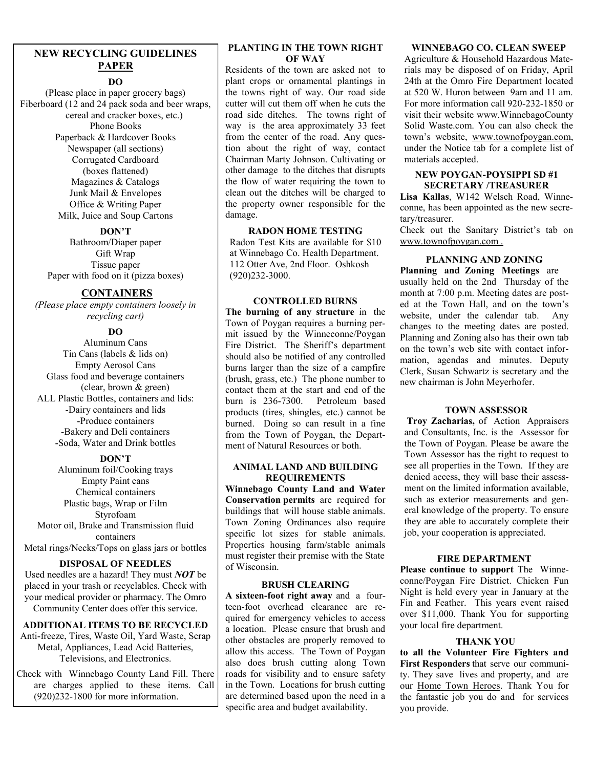## NEW RECYCLING GUIDELINES

### PAPER

**DO**

(Please place in paper grocery bags)

Fiberboard (12 and 24 pack soda and beer wraps, cereal and cracker boxes, etc.)

Phone Books

Paperback & Hardcover Books

Newspaper (all sections)

Corrugated Cardboard (boxes flattened)

Magazines & Catalogs

Junk Mail & Envelopes

Office & Writing Paper

Milk, Juice and Soup Cartons

**DON'T**

Bathroom/Diaper paper

Gift Wrap

Tissue paper

Paper with food on it (pizza boxes)

### CONTAINERS

*(Please place empty containers loosely in recycling cart)*

**DO**

Aluminum Cans

Tin Cans (labels & lids on)

Empty Aerosol Cans

Glass food and beverage containers (clear, brown & green)

ALL Plastic Bottles, containers and lids:

-Dairy containers and lids

-Produce containers

-Bakery and Deli containers

-Soda, Water and Drink bottles

**DON'T**

Aluminum foil/Cooking trays

Empty Paint cans

Chemical containers

Plastic bags, Wrap or Film

Styrofoam

Motor oil, Brake and Transmission fluid containers

Metal rings/Necks/Tops on glass jars or bottles

### DISPOSAL OF NEEDLES

Used needles are a hazard! They must ***NOT*** be placed in your trash or recyclables. Check with your medical provider or pharmacy. The Omro Community Center does offer this service.

### ADDITIONAL ITEMS TO BE RECYCLED

Anti-freeze, Tires, Waste Oil, Yard Waste, Scrap Metal, Appliances, Lead Acid Batteries, Televisions, and Electronics.

Check with Winnebago County Land Fill. There are charges applied to these items. Call (920)232-1800 for more information.

### PLANTING IN THE TOWN RIGHT OF WAY

Residents of the town are asked not to plant crops or ornamental plantings in the towns right of way. Our road side cutter will cut them off when he cuts the road side ditches. The towns right of way is the area approximately 33 feet from the center of the road. Any question about the right of way, contact Chairman Marty Johnson. Cultivating or other damage to the ditches that disrupts the flow of water requiring the town to clean out the ditches will be charged to the property owner responsible for the damage.

### RADON HOME TESTING

Radon Test Kits are available for $10 at Winnebago Co. Health Department. 112 Otter Ave, 2nd Floor. Oshkosh (920)232-3000.

### CONTROLLED BURNS

**The burning of any structure** in the Town of Poygan requires a burning permit issued by the Winneconne/Poygan Fire District. The Sheriff's department should also be notified of any controlled burns larger than the size of a campfire (brush, grass, etc.) The phone number to contact them at the start and end of the burn is 236-7300. Petroleum based products (tires, shingles, etc.) cannot be burned. Doing so can result in a fine from the Town of Poygan, the Department of Natural Resources or both.

### ANIMAL LAND AND BUILDING REQUIREMENTS

**Winnebago County Land and Water Conservation permits** are required for buildings that will house stable animals. Town Zoning Ordinances also require specific lot sizes for stable animals. Properties housing farm/stable animals must register their premise with the State of Wisconsin.

### BRUSH CLEARING

**A sixteen-foot right away** and a fourteen-foot overhead clearance are required for emergency vehicles to access a location. Please ensure that brush and other obstacles are properly removed to allow this access. The Town of Poygan also does brush cutting along Town roads for visibility and to ensure safety in the Town. Locations for brush cutting are determined based upon the need in a specific area and budget availability.

### WINNEBAGO CO. CLEAN SWEEP

Agriculture & Household Hazardous Materials may be disposed of on Friday, April 24th at the Omro Fire Department located at 520 W. Huron between 9am and 11 am. For more information call 920-232-1850 or visit their website www.WinnebagoCounty Solid Waste.com. You can also check the town's website, www.townofpoygan.com, under the Notice tab for a complete list of materials accepted.

### NEW POYGAN-POYSIPPI SD #1 SECRETARY /TREASURER

**Lisa Kallas**, W142 Welsch Road, Winneconne, has been appointed as the new secretary/treasurer.

Check out the Sanitary District's tab on www.townofpoygan.com .

### PLANNING AND ZONING

**Planning and Zoning Meetings** are usually held on the 2nd Thursday of the month at 7:00 p.m. Meeting dates are posted at the Town Hall, and on the town's website, under the calendar tab. Any changes to the meeting dates are posted. Planning and Zoning also has their own tab on the town's web site with contact information, agendas and minutes. Deputy Clerk, Susan Schwartz is secretary and the new chairman is John Meyerhofer.

### TOWN ASSESSOR

**Troy Zacharias,** of Action Appraisers and Consultants, Inc. is the Assessor for the Town of Poygan. Please be aware the Town Assessor has the right to request to see all properties in the Town. If they are denied access, they will base their assessment on the limited information available, such as exterior measurements and general knowledge of the property. To ensure they are able to accurately complete their job, your cooperation is appreciated.

### FIRE DEPARTMENT

**Please continue to support** The Winneconne/Poygan Fire District. Chicken Fun Night is held every year in January at the Fin and Feather. This years event raised over $11,000. Thank You for supporting your local fire department.

### THANK YOU

**to all the Volunteer Fire Fighters and First Responders** that serve our community. They save lives and property, and are our Home Town Heroes. Thank You for the fantastic job you do and for services you provide.